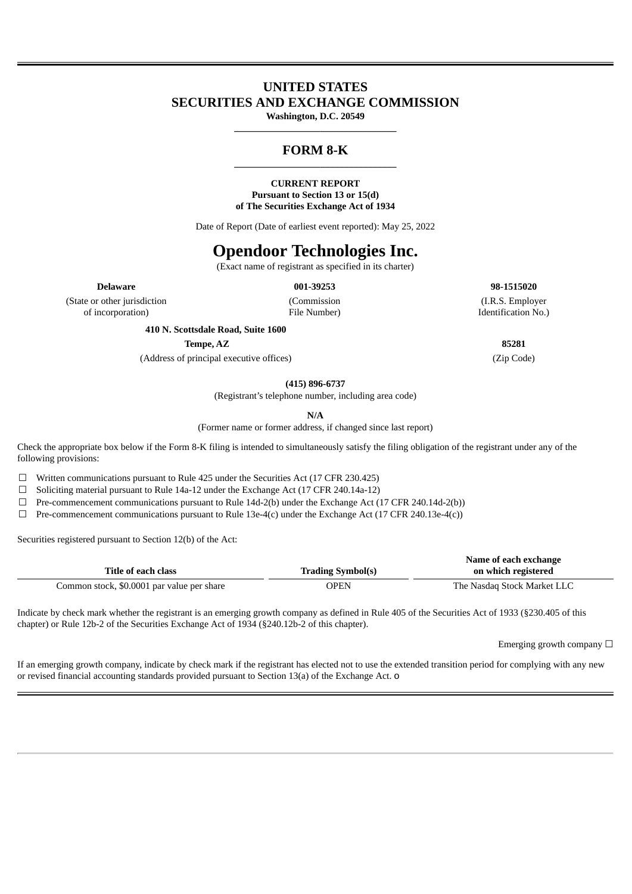# UNITED STATES
# SECURITIES AND EXCHANGE COMMISSION

**Washington, D.C. 20549**

---

## FORM 8-K

---

**CURRENT REPORT**
**Pursuant to Section 13 or 15(d)**
**of The Securities Exchange Act of 1934**

Date of Report (Date of earliest event reported): May 25, 2022

# Opendoor Technologies Inc.

(Exact name of registrant as specified in its charter)

| **Delaware** | **001-39253** | **98-1515020** |
|---|---|---|
| (State or other jurisdiction of incorporation) | (Commission File Number) | (I.R.S. Employer Identification No.) |

**410 N. Scottsdale Road, Suite 1600**
**Tempe, AZ** **85281**
(Address of principal executive offices) (Zip Code)

**(415) 896-6737**
(Registrant's telephone number, including area code)

**N/A**
(Former name or former address, if changed since last report)

Check the appropriate box below if the Form 8-K filing is intended to simultaneously satisfy the filing obligation of the registrant under any of the following provisions:

☐ Written communications pursuant to Rule 425 under the Securities Act (17 CFR 230.425)
☐ Soliciting material pursuant to Rule 14a-12 under the Exchange Act (17 CFR 240.14a-12)
☐ Pre-commencement communications pursuant to Rule 14d-2(b) under the Exchange Act (17 CFR 240.14d-2(b))
☐ Pre-commencement communications pursuant to Rule 13e-4(c) under the Exchange Act (17 CFR 240.13e-4(c))

Securities registered pursuant to Section 12(b) of the Act:

| Title of each class | Trading Symbol(s) | Name of each exchange on which registered |
|---|---|---|
| Common stock, $0.0001 par value per share | OPEN | The Nasdaq Stock Market LLC |

Indicate by check mark whether the registrant is an emerging growth company as defined in Rule 405 of the Securities Act of 1933 (§230.405 of this chapter) or Rule 12b-2 of the Securities Exchange Act of 1934 (§240.12b-2 of this chapter).

Emerging growth company ☐

If an emerging growth company, indicate by check mark if the registrant has elected not to use the extended transition period for complying with any new or revised financial accounting standards provided pursuant to Section 13(a) of the Exchange Act. o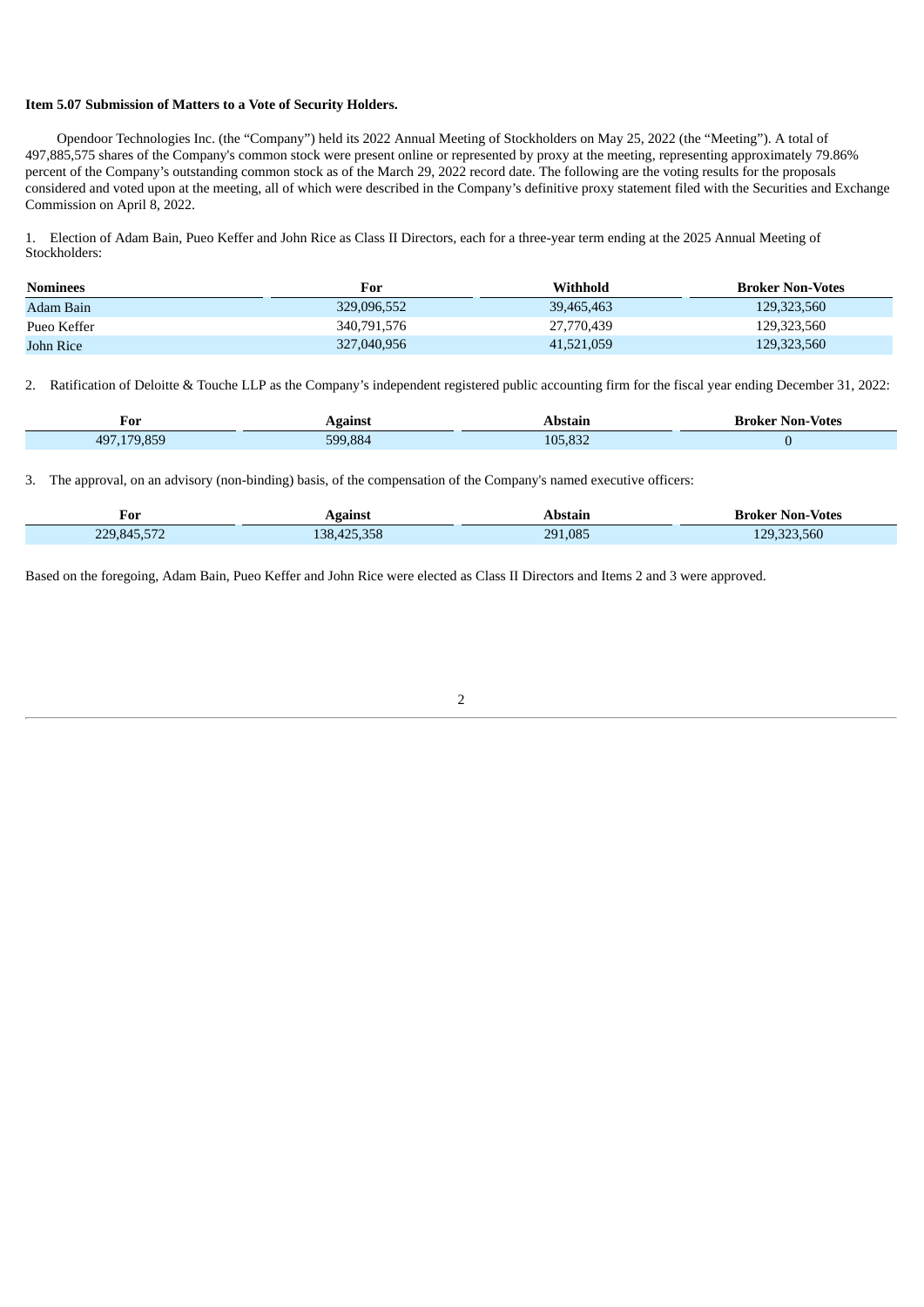**Item 5.07 Submission of Matters to a Vote of Security Holders.**

Opendoor Technologies Inc. (the "Company") held its 2022 Annual Meeting of Stockholders on May 25, 2022 (the "Meeting"). A total of 497,885,575 shares of the Company's common stock were present online or represented by proxy at the meeting, representing approximately 79.86% percent of the Company's outstanding common stock as of the March 29, 2022 record date. The following are the voting results for the proposals considered and voted upon at the meeting, all of which were described in the Company's definitive proxy statement filed with the Securities and Exchange Commission on April 8, 2022.

1. Election of Adam Bain, Pueo Keffer and John Rice as Class II Directors, each for a three-year term ending at the 2025 Annual Meeting of Stockholders:

| Nominees | For | Withhold | Broker Non-Votes |
|---|---|---|---|
| Adam Bain | 329,096,552 | 39,465,463 | 129,323,560 |
| Pueo Keffer | 340,791,576 | 27,770,439 | 129,323,560 |
| John Rice | 327,040,956 | 41,521,059 | 129,323,560 |

2. Ratification of Deloitte & Touche LLP as the Company's independent registered public accounting firm for the fiscal year ending December 31, 2022:

| For | Against | Abstain | Broker Non-Votes |
|---|---|---|---|
| 497,179,859 | 599,884 | 105,832 | 0 |

3. The approval, on an advisory (non-binding) basis, of the compensation of the Company's named executive officers:

| For | Against | Abstain | Broker Non-Votes |
|---|---|---|---|
| 229,845,572 | 138,425,358 | 291,085 | 129,323,560 |

Based on the foregoing, Adam Bain, Pueo Keffer and John Rice were elected as Class II Directors and Items 2 and 3 were approved.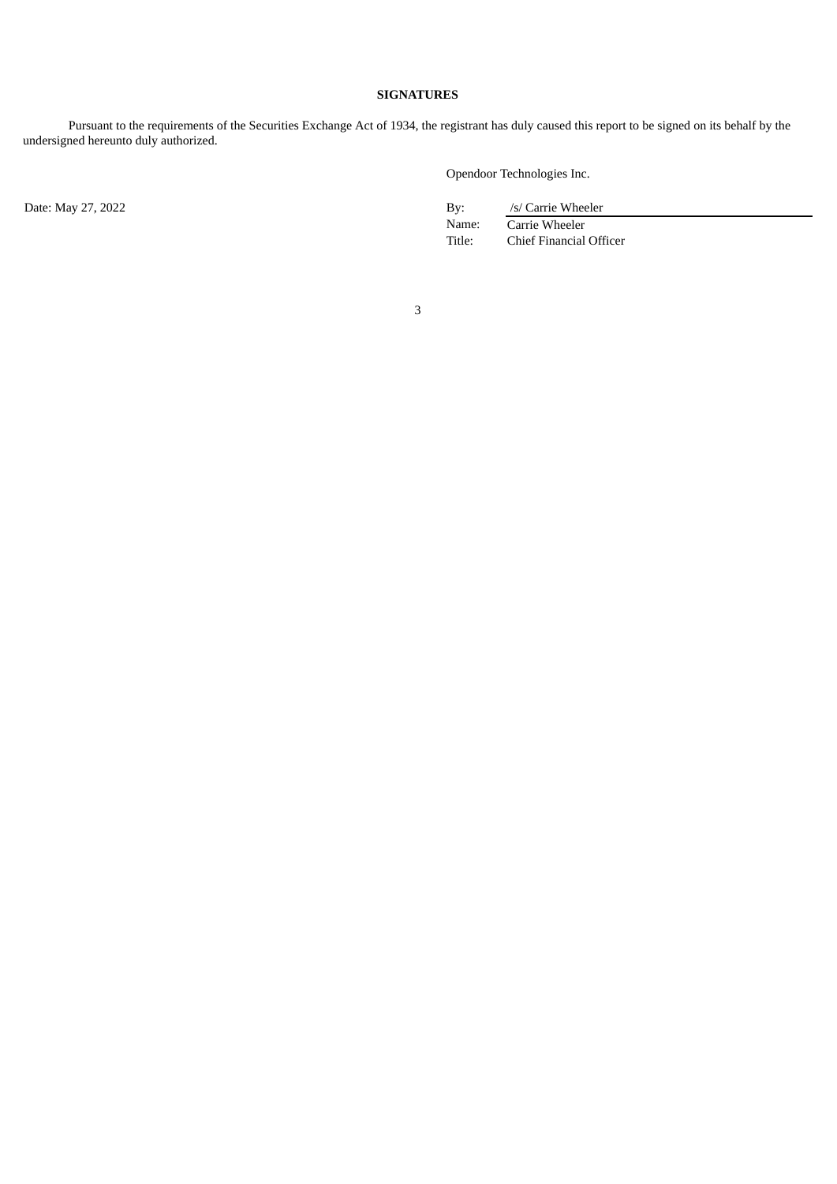**SIGNATURES**

Pursuant to the requirements of the Securities Exchange Act of 1934, the registrant has duly caused this report to be signed on its behalf by the undersigned hereunto duly authorized.

Opendoor Technologies Inc.

| | | |
|---|---|---|
| Date: May 27, 2022 | By: | /s/ Carrie Wheeler |
| | Name: | Carrie Wheeler |
| | Title: | Chief Financial Officer |